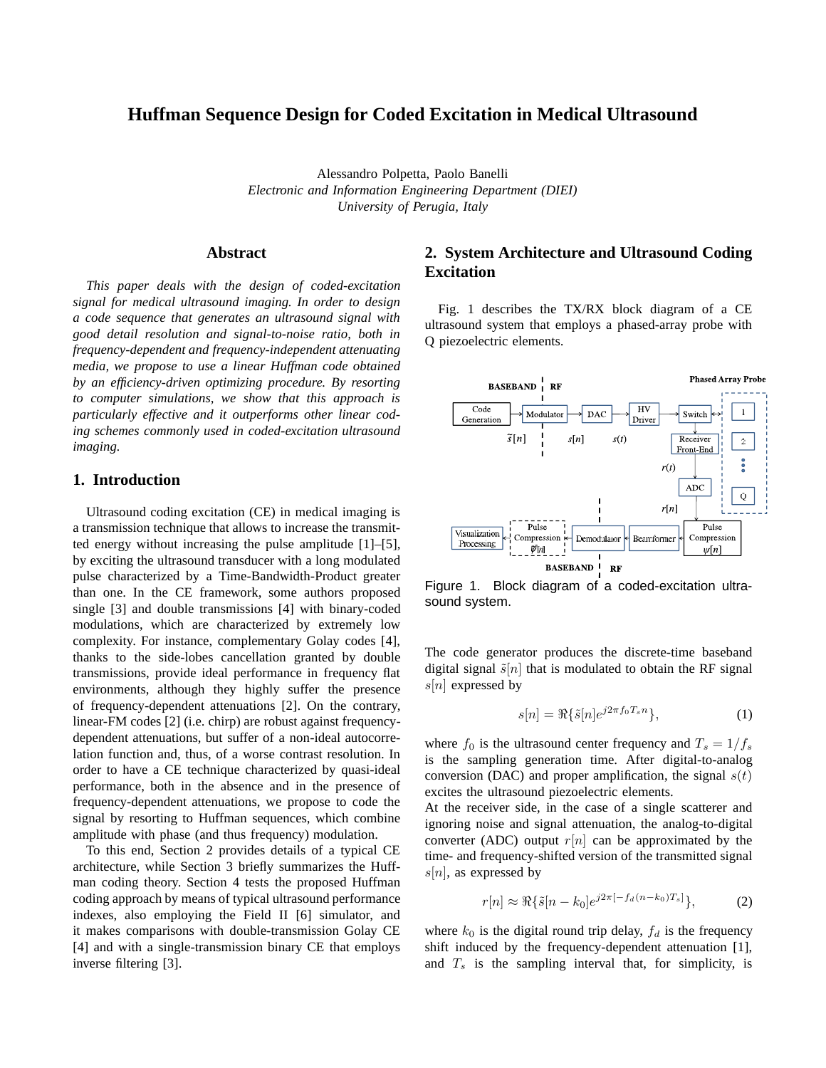# Huffman Sequence Design for Coded Excitation in Medical Ultrasound

Alessandro Polpetta, Paolo Banelli

*Electronic and Information Engineering Department (DIEI)*
*University of Perugia, Italy*

## Abstract

*This paper deals with the design of coded-excitation signal for medical ultrasound imaging. In order to design a code sequence that generates an ultrasound signal with good detail resolution and signal-to-noise ratio, both in frequency-dependent and frequency-independent attenuating media, we propose to use a linear Huffman code obtained by an efficiency-driven optimizing procedure. By resorting to computer simulations, we show that this approach is particularly effective and it outperforms other linear coding schemes commonly used in coded-excitation ultrasound imaging.*

## 1. Introduction

Ultrasound coding excitation (CE) in medical imaging is a transmission technique that allows to increase the transmitted energy without increasing the pulse amplitude [1]–[5], by exciting the ultrasound transducer with a long modulated pulse characterized by a Time-Bandwidth-Product greater than one. In the CE framework, some authors proposed single [3] and double transmissions [4] with binary-coded modulations, which are characterized by extremely low complexity. For instance, complementary Golay codes [4], thanks to the side-lobes cancellation granted by double transmissions, provide ideal performance in frequency flat environments, although they highly suffer the presence of frequency-dependent attenuations [2]. On the contrary, linear-FM codes [2] (i.e. chirp) are robust against frequency-dependent attenuations, but suffer of a non-ideal autocorrelation function and, thus, of a worse contrast resolution. In order to have a CE technique characterized by quasi-ideal performance, both in the absence and in the presence of frequency-dependent attenuations, we propose to code the signal by resorting to Huffman sequences, which combine amplitude with phase (and thus frequency) modulation.

To this end, Section 2 provides details of a typical CE architecture, while Section 3 briefly summarizes the Huffman coding theory. Section 4 tests the proposed Huffman coding approach by means of typical ultrasound performance indexes, also employing the Field II [6] simulator, and it makes comparisons with double-transmission Golay CE [4] and with a single-transmission binary CE that employs inverse filtering [3].

## 2. System Architecture and Ultrasound Coding Excitation

Fig. 1 describes the TX/RX block diagram of a CE ultrasound system that employs a phased-array probe with Q piezoelectric elements.

Figure 1. Block diagram of a coded-excitation ultrasound system.

The code generator produces the discrete-time baseband digital signal $\tilde{s}[n]$ that is modulated to obtain the RF signal $s[n]$ expressed by

$$s[n] = \Re\{\tilde{s}[n]e^{j2\pi f_0 T_s n}\}, \tag{1}$$

where $f_0$ is the ultrasound center frequency and $T_s = 1/f_s$ is the sampling generation time. After digital-to-analog conversion (DAC) and proper amplification, the signal $s(t)$ excites the ultrasound piezoelectric elements.

At the receiver side, in the case of a single scatterer and ignoring noise and signal attenuation, the analog-to-digital converter (ADC) output $r[n]$ can be approximated by the time- and frequency-shifted version of the transmitted signal $s[n]$, as expressed by

$$r[n] \approx \Re\{\tilde{s}[n-k_0]e^{j2\pi[-f_d(n-k_0)T_s]}\}, \tag{2}$$

where $k_0$ is the digital round trip delay, $f_d$ is the frequency shift induced by the frequency-dependent attenuation [1], and $T_s$ is the sampling interval that, for simplicity, is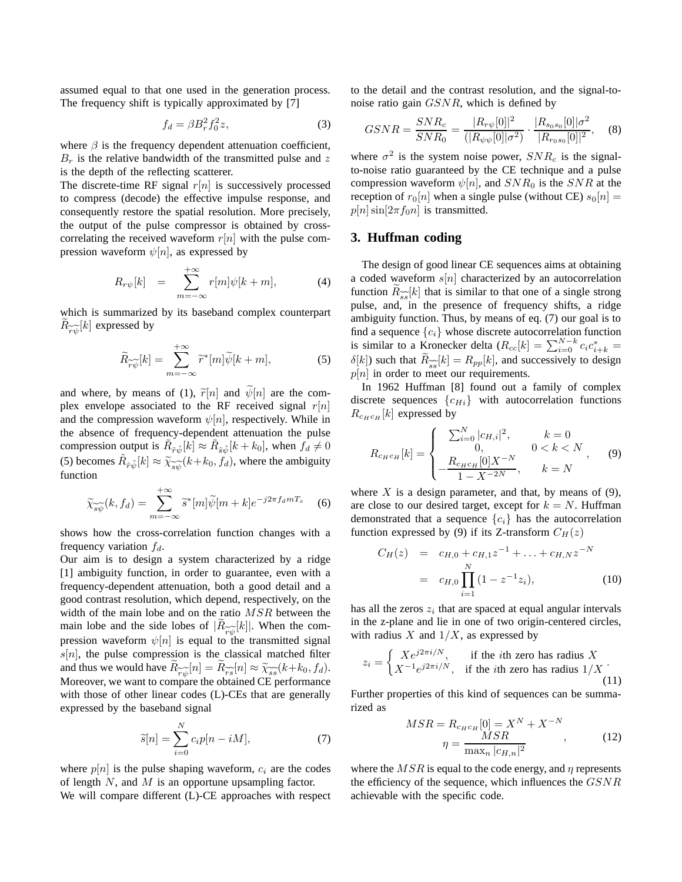assumed equal to that one used in the generation process. The frequency shift is typically approximated by [7]

$$f_d = \beta B_r^2 f_0^2 z, \tag{3}$$

where $\beta$ is the frequency dependent attenuation coefficient, $B_r$ is the relative bandwidth of the transmitted pulse and $z$ is the depth of the reflecting scatterer.

The discrete-time RF signal $r[n]$ is successively processed to compress (decode) the effective impulse response, and consequently restore the spatial resolution. More precisely, the output of the pulse compressor is obtained by cross-correlating the received waveform $r[n]$ with the pulse compression waveform $\psi[n]$, as expressed by

$$R_{r\psi}[k] \;=\; \sum_{m=-\infty}^{+\infty} r[m]\psi[k+m], \tag{4}$$

which is summarized by its baseband complex counterpart $\widetilde{R}_{\widetilde{r\psi}}[k]$ expressed by

$$\widetilde{R}_{\widetilde{r\psi}}[k] = \sum_{m=-\infty}^{+\infty} \widetilde{r}^*[m]\widetilde{\psi}[k+m], \tag{5}$$

and where, by means of (1), $\widetilde{r}[n]$ and $\widetilde{\psi}[n]$ are the complex envelope associated to the RF received signal $r[n]$ and the compression waveform $\psi[n]$, respectively. While in the absence of frequency-dependent attenuation the pulse compression output is $\tilde{R}_{\tilde{r}\tilde{\psi}}[k] \approx \tilde{R}_{\tilde{s}\tilde{\psi}}[k+k_0]$, when $f_d \neq 0$ (5) becomes $\tilde{R}_{\tilde{r}\tilde{\psi}}[k] \approx \widetilde{\chi}_{\widetilde{s\psi}}(k+k_0, f_d)$, where the ambiguity function

$$\widetilde{\chi}_{\widetilde{s\psi}}(k, f_d) = \sum_{m=-\infty}^{+\infty} \widetilde{s}^*[m]\widetilde{\psi}[m+k]e^{-j2\pi f_d m T_s} \tag{6}$$

shows how the cross-correlation function changes with a frequency variation $f_d$.

Our aim is to design a system characterized by a ridge [1] ambiguity function, in order to guarantee, even with a frequency-dependent attenuation, both a good detail and a good contrast resolution, which depend, respectively, on the width of the main lobe and on the ratio $MSR$ between the main lobe and the side lobes of $|\widetilde{R}_{\widetilde{r\psi}}[k]|$. When the compression waveform $\psi[n]$ is equal to the transmitted signal $s[n]$, the pulse compression is the classical matched filter and thus we would have $\widetilde{R}_{\widetilde{r\psi}}[n] = \widetilde{R}_{\widetilde{rs}}[n] \approx \widetilde{\chi}_{\widetilde{ss}}(k+k_0, f_d)$. Moreover, we want to compare the obtained CE performance with those of other linear codes (L)-CEs that are generally expressed by the baseband signal

$$\widetilde{s}[n] = \sum_{i=0}^{N} c_i p[n-iM], \tag{7}$$

where $p[n]$ is the pulse shaping waveform, $c_i$ are the codes of length $N$, and $M$ is an opportune upsampling factor.

We will compare different (L)-CE approaches with respect to the detail and the contrast resolution, and the signal-to-noise ratio gain $GSNR$, which is defined by

$$GSNR = \frac{SNR_c}{SNR_0} = \frac{|R_{r\psi}[0]|^2}{(|R_{\psi\psi}[0]|\sigma^2)} \cdot \frac{|R_{s_0 s_0}[0]|\sigma^2}{|R_{r_0 s_0}[0]|^2}, \tag{8}$$

where $\sigma^2$ is the system noise power, $SNR_c$ is the signal-to-noise ratio guaranteed by the CE technique and a pulse compression waveform $\psi[n]$, and $SNR_0$ is the $SNR$ at the reception of $r_0[n]$ when a single pulse (without CE) $s_0[n] = p[n]\sin[2\pi f_0 n]$ is transmitted.

## 3. Huffman coding

The design of good linear CE sequences aims at obtaining a coded waveform $s[n]$ characterized by an autocorrelation function $\widetilde{R}_{\widetilde{ss}}[k]$ that is similar to that one of a single strong pulse, and, in the presence of frequency shifts, a ridge ambiguity function. Thus, by means of eq. (7) our goal is to find a sequence $\{c_i\}$ whose discrete autocorrelation function is similar to a Kronecker delta ($R_{cc}[k] = \sum_{i=0}^{N-k} c_i c_{i+k}^* = \delta[k]$) such that $\widetilde{R}_{\widetilde{ss}}[k] = R_{pp}[k]$, and successively to design $p[n]$ in order to meet our requirements.

In 1962 Huffman [8] found out a family of complex discrete sequences $\{c_{Hi}\}$ with autocorrelation functions $R_{c_H c_H}[k]$ expressed by

$$R_{c_H c_H}[k] = \begin{cases} \sum_{i=0}^{N} |c_{H,i}|^2, & k = 0 \\ 0, & 0 < k < N \\ -\dfrac{R_{c_H c_H}[0]X^{-N}}{1 - X^{-2N}}, & k = N \end{cases}, \tag{9}$$

where $X$ is a design parameter, and that, by means of (9), are close to our desired target, except for $k = N$. Huffman demonstrated that a sequence $\{c_i\}$ has the autocorrelation function expressed by (9) if its Z-transform $C_H(z)$

$$\begin{aligned} C_H(z) &= c_{H,0} + c_{H,1}z^{-1} + \ldots + c_{H,N}z^{-N} \\ &= c_{H,0}\prod_{i=1}^{N}(1 - z^{-1}z_i), \end{aligned} \tag{10}$$

has all the zeros $z_i$ that are spaced at equal angular intervals in the z-plane and lie in one of two origin-centered circles, with radius $X$ and $1/X$, as expressed by

$$z_i = \begin{cases} Xe^{j2\pi i/N}, & \text{if the } i\text{th zero has radius } X \\ X^{-1}e^{j2\pi i/N}, & \text{if the } i\text{th zero has radius } 1/X \end{cases}. \tag{11}$$

Further properties of this kind of sequences can be summarized as

$$\begin{aligned} MSR &= R_{c_H c_H}[0] = X^N + X^{-N} \\ \eta &= \frac{MSR}{\max_n |c_{H,n}|^2} \end{aligned}, \tag{12}$$

where the $MSR$ is equal to the code energy, and $\eta$ represents the efficiency of the sequence, which influences the $GSNR$ achievable with the specific code.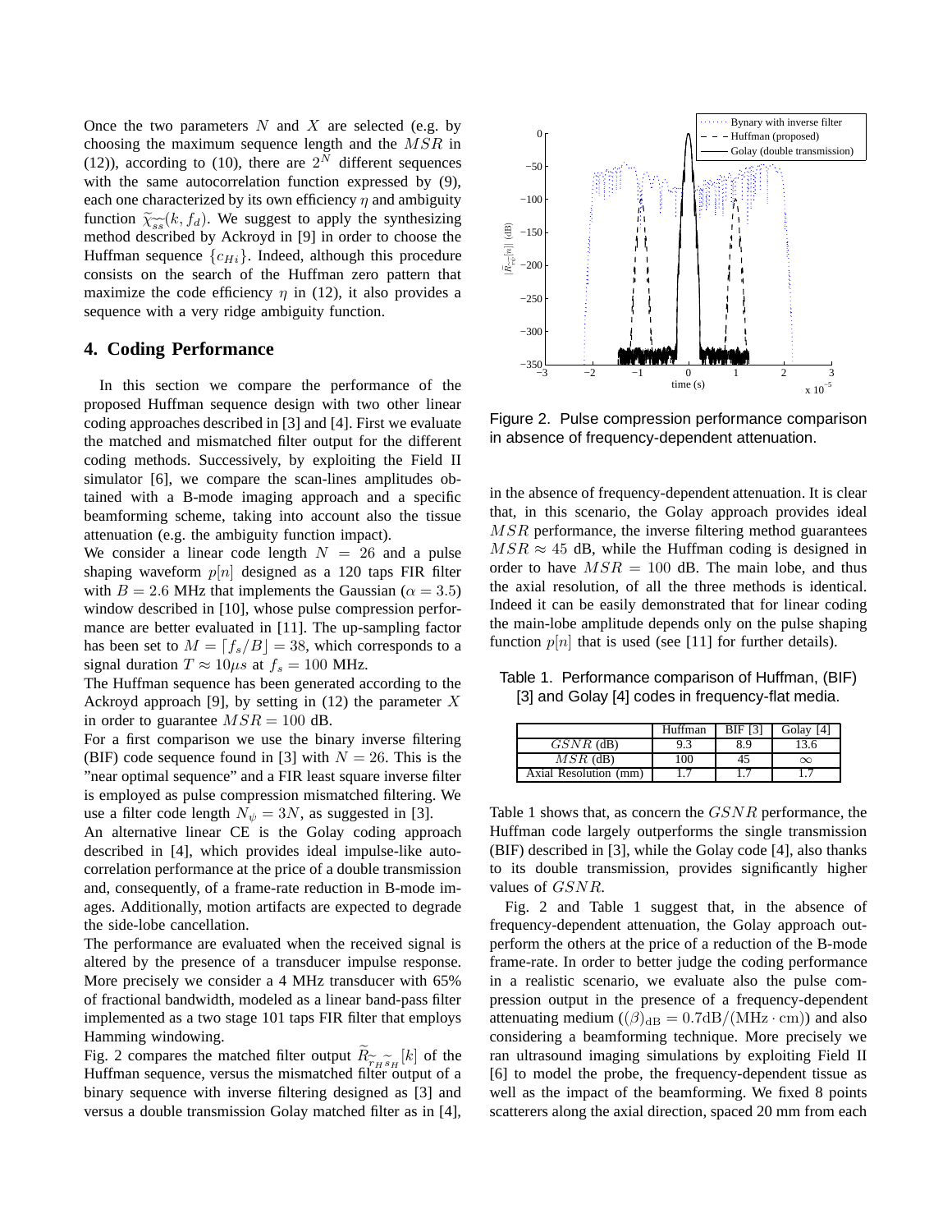Once the two parameters $N$ and $X$ are selected (e.g. by choosing the maximum sequence length and the $MSR$ in (12)), according to (10), there are $2^N$ different sequences with the same autocorrelation function expressed by (9), each one characterized by its own efficiency $\eta$ and ambiguity function $\widetilde{\chi}_{\widetilde{ss}}(k, f_d)$. We suggest to apply the synthesizing method described by Ackroyd in [9] in order to choose the Huffman sequence $\{c_{Hi}\}$. Indeed, although this procedure consists on the search of the Huffman zero pattern that maximize the code efficiency $\eta$ in (12), it also provides a sequence with a very ridge ambiguity function.

## 4. Coding Performance

In this section we compare the performance of the proposed Huffman sequence design with two other linear coding approaches described in [3] and [4]. First we evaluate the matched and mismatched filter output for the different coding methods. Successively, by exploiting the Field II simulator [6], we compare the scan-lines amplitudes obtained with a B-mode imaging approach and a specific beamforming scheme, taking into account also the tissue attenuation (e.g. the ambiguity function impact).

We consider a linear code length $N = 26$ and a pulse shaping waveform $p[n]$ designed as a 120 taps FIR filter with $B = 2.6$ MHz that implements the Gaussian ($\alpha = 3.5$) window described in [10], whose pulse compression performance are better evaluated in [11]. The up-sampling factor has been set to $M = \lceil f_s/B \rfloor = 38$, which corresponds to a signal duration $T \approx 10\mu s$ at $f_s = 100$ MHz.

The Huffman sequence has been generated according to the Ackroyd approach [9], by setting in (12) the parameter $X$ in order to guarantee $MSR = 100$ dB.

For a first comparison we use the binary inverse filtering (BIF) code sequence found in [3] with $N = 26$. This is the "near optimal sequence" and a FIR least square inverse filter is employed as pulse compression mismatched filtering. We use a filter code length $N_\psi = 3N$, as suggested in [3].

An alternative linear CE is the Golay coding approach described in [4], which provides ideal impulse-like autocorrelation performance at the price of a double transmission and, consequently, of a frame-rate reduction in B-mode images. Additionally, motion artifacts are expected to degrade the side-lobe cancellation.

The performance are evaluated when the received signal is altered by the presence of a transducer impulse response. More precisely we consider a 4 MHz transducer with 65% of fractional bandwidth, modeled as a linear band-pass filter implemented as a two stage 101 taps FIR filter that employs Hamming windowing.

Fig. 2 compares the matched filter output $\widetilde{R}_{\widetilde{r}_H \widetilde{s}_H}[k]$ of the Huffman sequence, versus the mismatched filter output of a binary sequence with inverse filtering designed as [3] and versus a double transmission Golay matched filter as in [4], in the absence of frequency-dependent attenuation. It is clear that, in this scenario, the Golay approach provides ideal $MSR$ performance, the inverse filtering method guarantees $MSR \approx 45$ dB, while the Huffman coding is designed in order to have $MSR = 100$ dB. The main lobe, and thus the axial resolution, of all the three methods is identical. Indeed it can be easily demonstrated that for linear coding the main-lobe amplitude depends only on the pulse shaping function $p[n]$ that is used (see [11] for further details).

Figure 2. Pulse compression performance comparison in absence of frequency-dependent attenuation.

Table 1. Performance comparison of Huffman, (BIF) [3] and Golay [4] codes in frequency-flat media.

| | Huffman | BIF [3] | Golay [4] |
|---|---|---|---|
| $GSNR$ (dB) | 9.3 | 8.9 | 13.6 |
| $MSR$ (dB) | 100 | 45 | $\infty$ |
| Axial Resolution (mm) | 1.7 | 1.7 | 1.7 |

Table 1 shows that, as concern the $GSNR$ performance, the Huffman code largely outperforms the single transmission (BIF) described in [3], while the Golay code [4], also thanks to its double transmission, provides significantly higher values of $GSNR$.

Fig. 2 and Table 1 suggest that, in the absence of frequency-dependent attenuation, the Golay approach outperform the others at the price of a reduction of the B-mode frame-rate. In order to better judge the coding performance in a realistic scenario, we evaluate also the pulse compression output in the presence of a frequency-dependent attenuating medium ($(\beta)_{\text{dB}} = 0.7\text{dB}/(\text{MHz}\cdot\text{cm})$) and also considering a beamforming technique. More precisely we ran ultrasound imaging simulations by exploiting Field II [6] to model the probe, the frequency-dependent tissue as well as the impact of the beamforming. We fixed 8 points scatterers along the axial direction, spaced 20 mm from each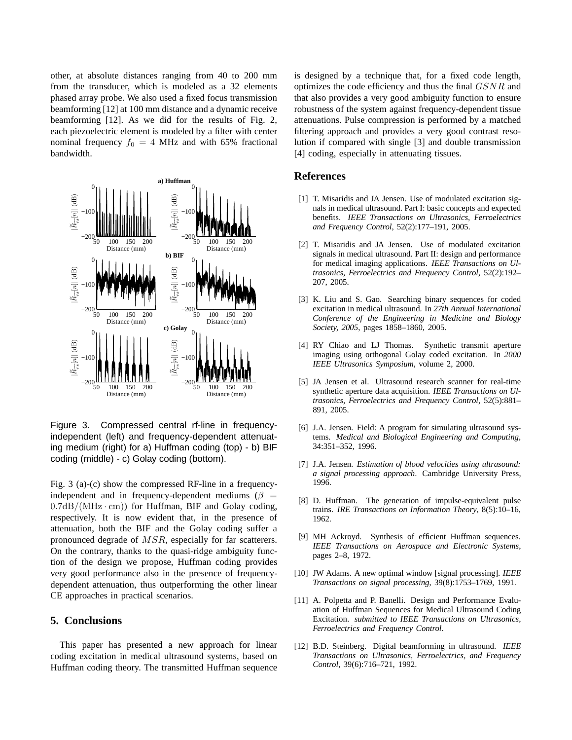other, at absolute distances ranging from 40 to 200 mm from the transducer, which is modeled as a 32 elements phased array probe. We also used a fixed focus transmission beamforming [12] at 100 mm distance and a dynamic receive beamforming [12]. As we did for the results of Fig. 2, each piezoelectric element is modeled by a filter with center nominal frequency $f_0 = 4$ MHz and with 65% fractional bandwidth.

a) Huffman

b) BIF

c) Golay

$|\tilde{R}_{rs}[n]|$ (dB)

0

−100

−200

50 100 150 200

Distance (mm)

Figure 3. Compressed central rf-line in frequency-independent (left) and frequency-dependent attenuating medium (right) for a) Huffman coding (top) - b) BIF coding (middle) - c) Golay coding (bottom).

Fig. 3 (a)-(c) show the compressed RF-line in a frequency-independent and in frequency-dependent mediums ($\beta = 0.7\mathrm{dB}/(\mathrm{MHz}\cdot\mathrm{cm})$) for Huffman, BIF and Golay coding, respectively. It is now evident that, in the presence of attenuation, both the BIF and the Golay coding suffer a pronounced degrade of $MSR$, especially for far scatterers. On the contrary, thanks to the quasi-ridge ambiguity function of the design we propose, Huffman coding provides very good performance also in the presence of frequency-dependent attenuation, thus outperforming the other linear CE approaches in practical scenarios.

## 5. Conclusions

This paper has presented a new approach for linear coding excitation in medical ultrasound systems, based on Huffman coding theory. The transmitted Huffman sequence is designed by a technique that, for a fixed code length, optimizes the code efficiency and thus the final $GSNR$ and that also provides a very good ambiguity function to ensure robustness of the system against frequency-dependent tissue attenuations. Pulse compression is performed by a matched filtering approach and provides a very good contrast resolution if compared with single [3] and double transmission [4] coding, especially in attenuating tissues.

## References

[1] T. Misaridis and JA Jensen. Use of modulated excitation signals in medical ultrasound. Part I: basic concepts and expected benefits. *IEEE Transactions on Ultrasonics, Ferroelectrics and Frequency Control*, 52(2):177–191, 2005.

[2] T. Misaridis and JA Jensen. Use of modulated excitation signals in medical ultrasound. Part II: design and performance for medical imaging applications. *IEEE Transactions on Ultrasonics, Ferroelectrics and Frequency Control*, 52(2):192–207, 2005.

[3] K. Liu and S. Gao. Searching binary sequences for coded excitation in medical ultrasound. In *27th Annual International Conference of the Engineering in Medicine and Biology Society, 2005*, pages 1858–1860, 2005.

[4] RY Chiao and LJ Thomas. Synthetic transmit aperture imaging using orthogonal Golay coded excitation. In *2000 IEEE Ultrasonics Symposium*, volume 2, 2000.

[5] JA Jensen et al. Ultrasound research scanner for real-time synthetic aperture data acquisition. *IEEE Transactions on Ultrasonics, Ferroelectrics and Frequency Control*, 52(5):881–891, 2005.

[6] J.A. Jensen. Field: A program for simulating ultrasound systems. *Medical and Biological Engineering and Computing*, 34:351–352, 1996.

[7] J.A. Jensen. *Estimation of blood velocities using ultrasound: a signal processing approach*. Cambridge University Press, 1996.

[8] D. Huffman. The generation of impulse-equivalent pulse trains. *IRE Transactions on Information Theory*, 8(5):10–16, 1962.

[9] MH Ackroyd. Synthesis of efficient Huffman sequences. *IEEE Transactions on Aerospace and Electronic Systems*, pages 2–8, 1972.

[10] JW Adams. A new optimal window [signal processing]. *IEEE Transactions on signal processing*, 39(8):1753–1769, 1991.

[11] A. Polpetta and P. Banelli. Design and Performance Evaluation of Huffman Sequences for Medical Ultrasound Coding Excitation. *submitted to IEEE Transactions on Ultrasonics, Ferroelectrics and Frequency Control*.

[12] B.D. Steinberg. Digital beamforming in ultrasound. *IEEE Transactions on Ultrasonics, Ferroelectrics, and Frequency Control*, 39(6):716–721, 1992.